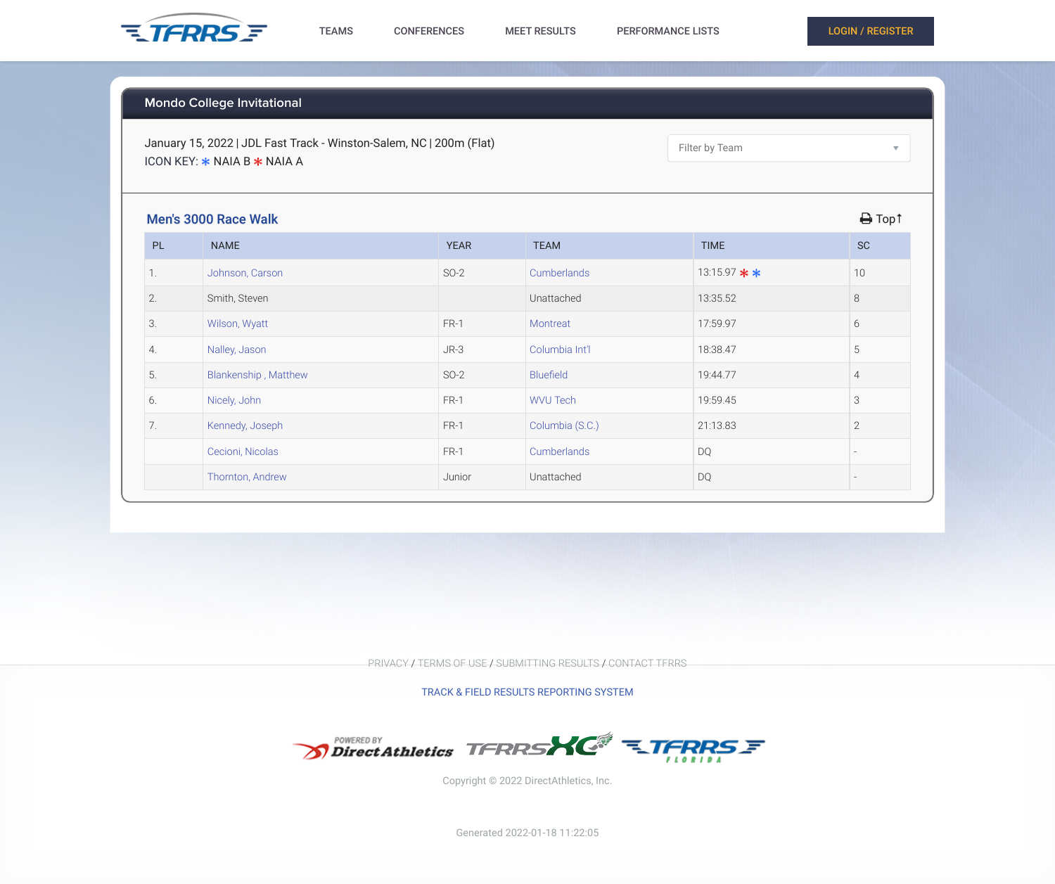# Mondo College Invitational

January 15, 2022 | JDL Fast Track - Winston-Salem, NC | 200m (Flat)

ICON KEY: * NAIA B * NAIA A

Filter by Team

## Men's 3000 Race Walk

Top

| PL | NAME | YEAR | TEAM | TIME | SC |
|---|---|---|---|---|---|
| 1. | Johnson, Carson | SO-2 | Cumberlands | 13:15.97 * * | 10 |
| 2. | Smith, Steven | | Unattached | 13:35.52 | 8 |
| 3. | Wilson, Wyatt | FR-1 | Montreat | 17:59.97 | 6 |
| 4. | Nalley, Jason | JR-3 | Columbia Int'l | 18:38.47 | 5 |
| 5. | Blankenship , Matthew | SO-2 | Bluefield | 19:44.77 | 4 |
| 6. | Nicely, John | FR-1 | WVU Tech | 19:59.45 | 3 |
| 7. | Kennedy, Joseph | FR-1 | Columbia (S.C.) | 21:13.83 | 2 |
| | Cecioni, Nicolas | FR-1 | Cumberlands | DQ | - |
| | Thornton, Andrew | Junior | Unattached | DQ | - |

PRIVACY / TERMS OF USE / SUBMITTING RESULTS / CONTACT TFRRS

TRACK & FIELD RESULTS REPORTING SYSTEM

Copyright © 2022 DirectAthletics, Inc.

Generated 2022-01-18 11:22:05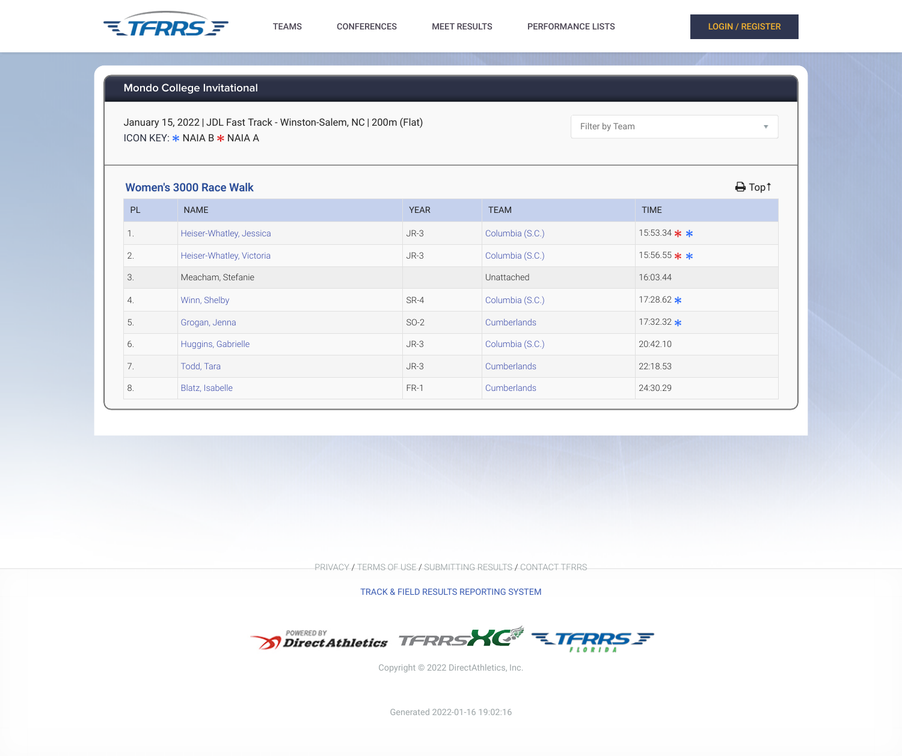TEAMS CONFERENCES MEET RESULTS PERFORMANCE LISTS LOGIN / REGISTER

# Mondo College Invitational

January 15, 2022 | JDL Fast Track - Winston-Salem, NC | 200m (Flat)

ICON KEY: * NAIA B * NAIA A

Filter by Team

## Women's 3000 Race Walk

Top

| PL | NAME | YEAR | TEAM | TIME |
|---|---|---|---|---|
| 1. | Heiser-Whatley, Jessica | JR-3 | Columbia (S.C.) | 15:53.34 * * |
| 2. | Heiser-Whatley, Victoria | JR-3 | Columbia (S.C.) | 15:56.55 * * |
| 3. | Meacham, Stefanie | | Unattached | 16:03.44 |
| 4. | Winn, Shelby | SR-4 | Columbia (S.C.) | 17:28.62 * |
| 5. | Grogan, Jenna | SO-2 | Cumberlands | 17:32.32 * |
| 6. | Huggins, Gabrielle | JR-3 | Columbia (S.C.) | 20:42.10 |
| 7. | Todd, Tara | JR-3 | Cumberlands | 22:18.53 |
| 8. | Blatz, Isabelle | FR-1 | Cumberlands | 24:30.29 |

PRIVACY / TERMS OF USE / SUBMITTING RESULTS / CONTACT TFRRS

TRACK & FIELD RESULTS REPORTING SYSTEM

Copyright © 2022 DirectAthletics, Inc.

Generated 2022-01-16 19:02:16